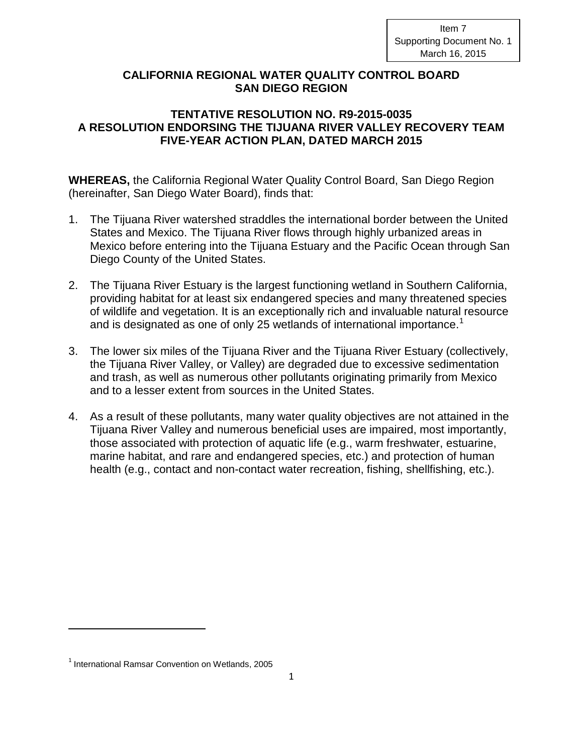Item 7
Supporting Document No. 1
March 16, 2015

# CALIFORNIA REGIONAL WATER QUALITY CONTROL BOARD SAN DIEGO REGION

## TENTATIVE RESOLUTION NO. R9-2015-0035 A RESOLUTION ENDORSING THE TIJUANA RIVER VALLEY RECOVERY TEAM FIVE-YEAR ACTION PLAN, DATED MARCH 2015

**WHEREAS,** the California Regional Water Quality Control Board, San Diego Region (hereinafter, San Diego Water Board), finds that:

1. The Tijuana River watershed straddles the international border between the United States and Mexico. The Tijuana River flows through highly urbanized areas in Mexico before entering into the Tijuana Estuary and the Pacific Ocean through San Diego County of the United States.

2. The Tijuana River Estuary is the largest functioning wetland in Southern California, providing habitat for at least six endangered species and many threatened species of wildlife and vegetation. It is an exceptionally rich and invaluable natural resource and is designated as one of only 25 wetlands of international importance.[1]

3. The lower six miles of the Tijuana River and the Tijuana River Estuary (collectively, the Tijuana River Valley, or Valley) are degraded due to excessive sedimentation and trash, as well as numerous other pollutants originating primarily from Mexico and to a lesser extent from sources in the United States.

4. As a result of these pollutants, many water quality objectives are not attained in the Tijuana River Valley and numerous beneficial uses are impaired, most importantly, those associated with protection of aquatic life (e.g., warm freshwater, estuarine, marine habitat, and rare and endangered species, etc.) and protection of human health (e.g., contact and non-contact water recreation, fishing, shellfishing, etc.).

[1] International Ramsar Convention on Wetlands, 2005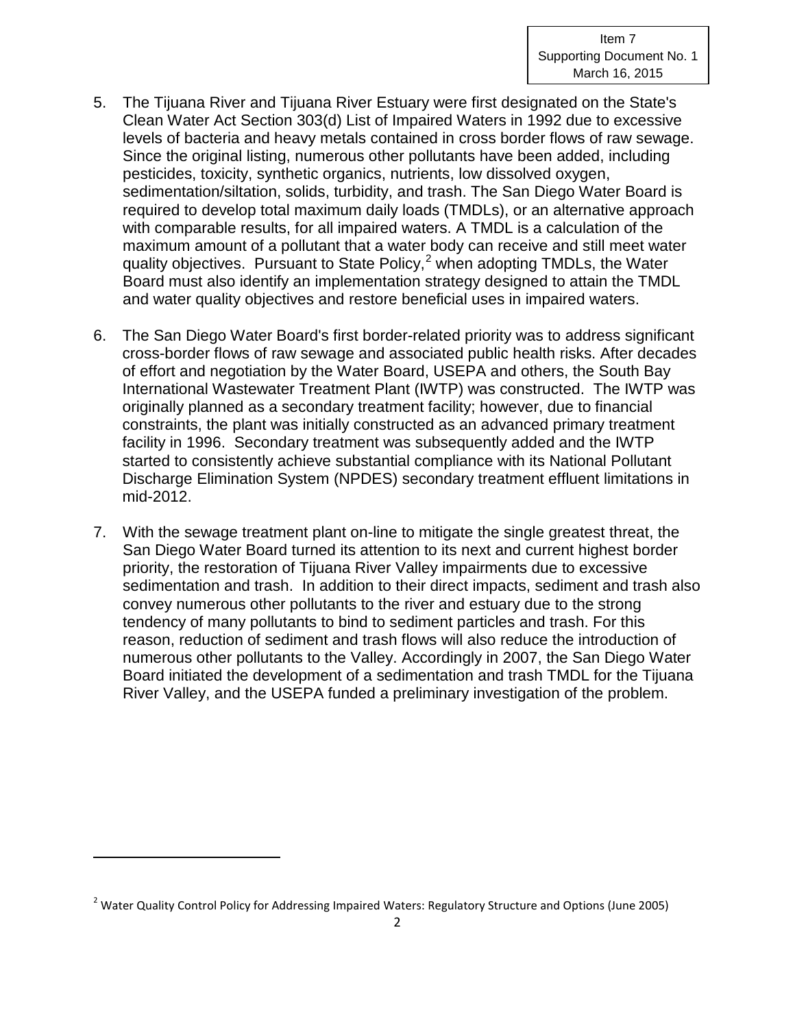5. The Tijuana River and Tijuana River Estuary were first designated on the State's Clean Water Act Section 303(d) List of Impaired Waters in 1992 due to excessive levels of bacteria and heavy metals contained in cross border flows of raw sewage. Since the original listing, numerous other pollutants have been added, including pesticides, toxicity, synthetic organics, nutrients, low dissolved oxygen, sedimentation/siltation, solids, turbidity, and trash. The San Diego Water Board is required to develop total maximum daily loads (TMDLs), or an alternative approach with comparable results, for all impaired waters. A TMDL is a calculation of the maximum amount of a pollutant that a water body can receive and still meet water quality objectives. Pursuant to State Policy,[2] when adopting TMDLs, the Water Board must also identify an implementation strategy designed to attain the TMDL and water quality objectives and restore beneficial uses in impaired waters.

6. The San Diego Water Board's first border-related priority was to address significant cross-border flows of raw sewage and associated public health risks. After decades of effort and negotiation by the Water Board, USEPA and others, the South Bay International Wastewater Treatment Plant (IWTP) was constructed. The IWTP was originally planned as a secondary treatment facility; however, due to financial constraints, the plant was initially constructed as an advanced primary treatment facility in 1996. Secondary treatment was subsequently added and the IWTP started to consistently achieve substantial compliance with its National Pollutant Discharge Elimination System (NPDES) secondary treatment effluent limitations in mid-2012.

7. With the sewage treatment plant on-line to mitigate the single greatest threat, the San Diego Water Board turned its attention to its next and current highest border priority, the restoration of Tijuana River Valley impairments due to excessive sedimentation and trash. In addition to their direct impacts, sediment and trash also convey numerous other pollutants to the river and estuary due to the strong tendency of many pollutants to bind to sediment particles and trash. For this reason, reduction of sediment and trash flows will also reduce the introduction of numerous other pollutants to the Valley. Accordingly in 2007, the San Diego Water Board initiated the development of a sedimentation and trash TMDL for the Tijuana River Valley, and the USEPA funded a preliminary investigation of the problem.

[2] Water Quality Control Policy for Addressing Impaired Waters: Regulatory Structure and Options (June 2005)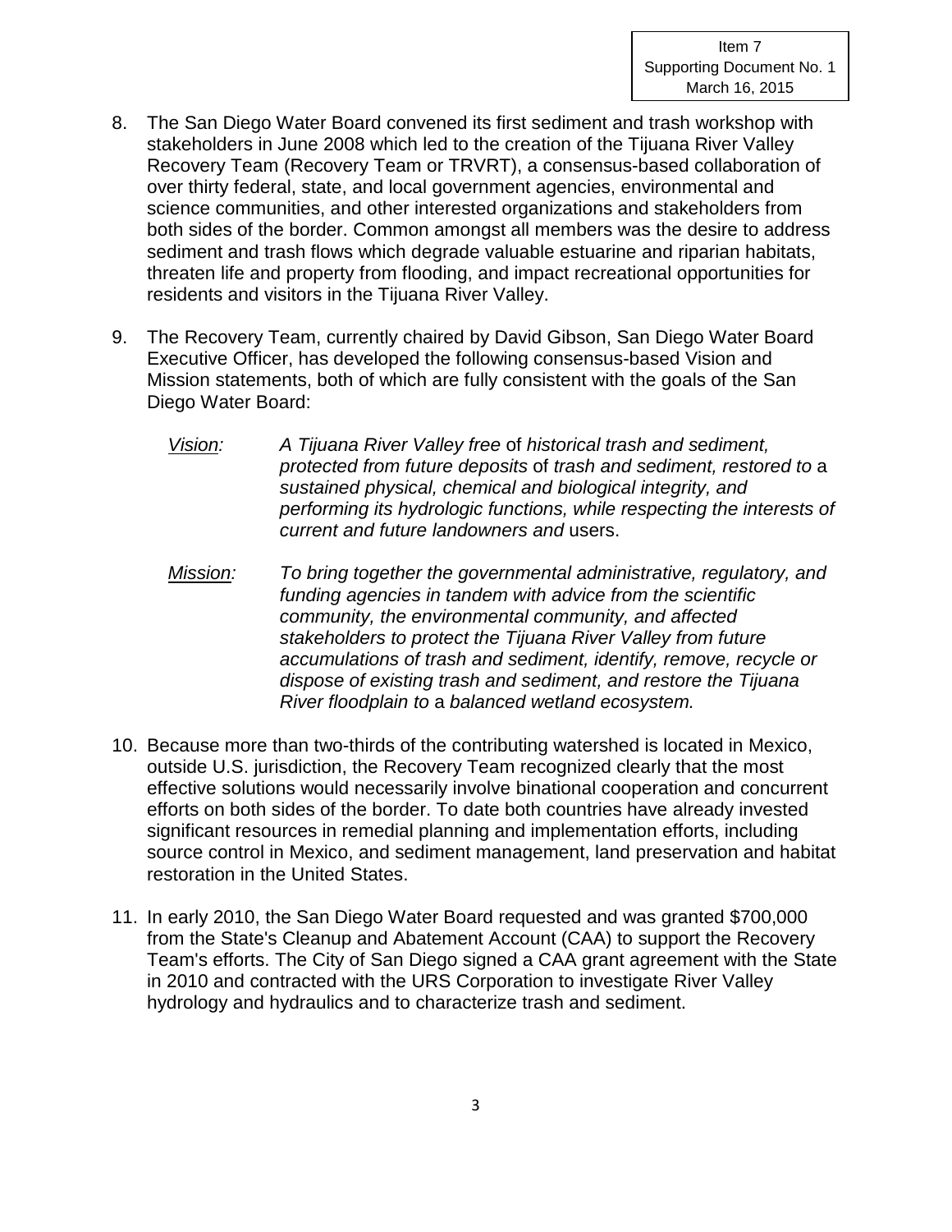8. The San Diego Water Board convened its first sediment and trash workshop with stakeholders in June 2008 which led to the creation of the Tijuana River Valley Recovery Team (Recovery Team or TRVRT), a consensus-based collaboration of over thirty federal, state, and local government agencies, environmental and science communities, and other interested organizations and stakeholders from both sides of the border. Common amongst all members was the desire to address sediment and trash flows which degrade valuable estuarine and riparian habitats, threaten life and property from flooding, and impact recreational opportunities for residents and visitors in the Tijuana River Valley.

9. The Recovery Team, currently chaired by David Gibson, San Diego Water Board Executive Officer, has developed the following consensus-based Vision and Mission statements, both of which are fully consistent with the goals of the San Diego Water Board:

   *Vision:* *A Tijuana River Valley free* of *historical trash and sediment, protected from future deposits* of *trash and sediment, restored to* a *sustained physical, chemical and biological integrity, and performing its hydrologic functions, while respecting the interests of current and future landowners and* users.

   *Mission:* *To bring together the governmental administrative, regulatory, and funding agencies in tandem with advice from the scientific community, the environmental community, and affected stakeholders to protect the Tijuana River Valley from future accumulations of trash and sediment, identify, remove, recycle or dispose of existing trash and sediment, and restore the Tijuana River floodplain to* a *balanced wetland ecosystem.*

10. Because more than two-thirds of the contributing watershed is located in Mexico, outside U.S. jurisdiction, the Recovery Team recognized clearly that the most effective solutions would necessarily involve binational cooperation and concurrent efforts on both sides of the border. To date both countries have already invested significant resources in remedial planning and implementation efforts, including source control in Mexico, and sediment management, land preservation and habitat restoration in the United States.

11. In early 2010, the San Diego Water Board requested and was granted $700,000 from the State's Cleanup and Abatement Account (CAA) to support the Recovery Team's efforts. The City of San Diego signed a CAA grant agreement with the State in 2010 and contracted with the URS Corporation to investigate River Valley hydrology and hydraulics and to characterize trash and sediment.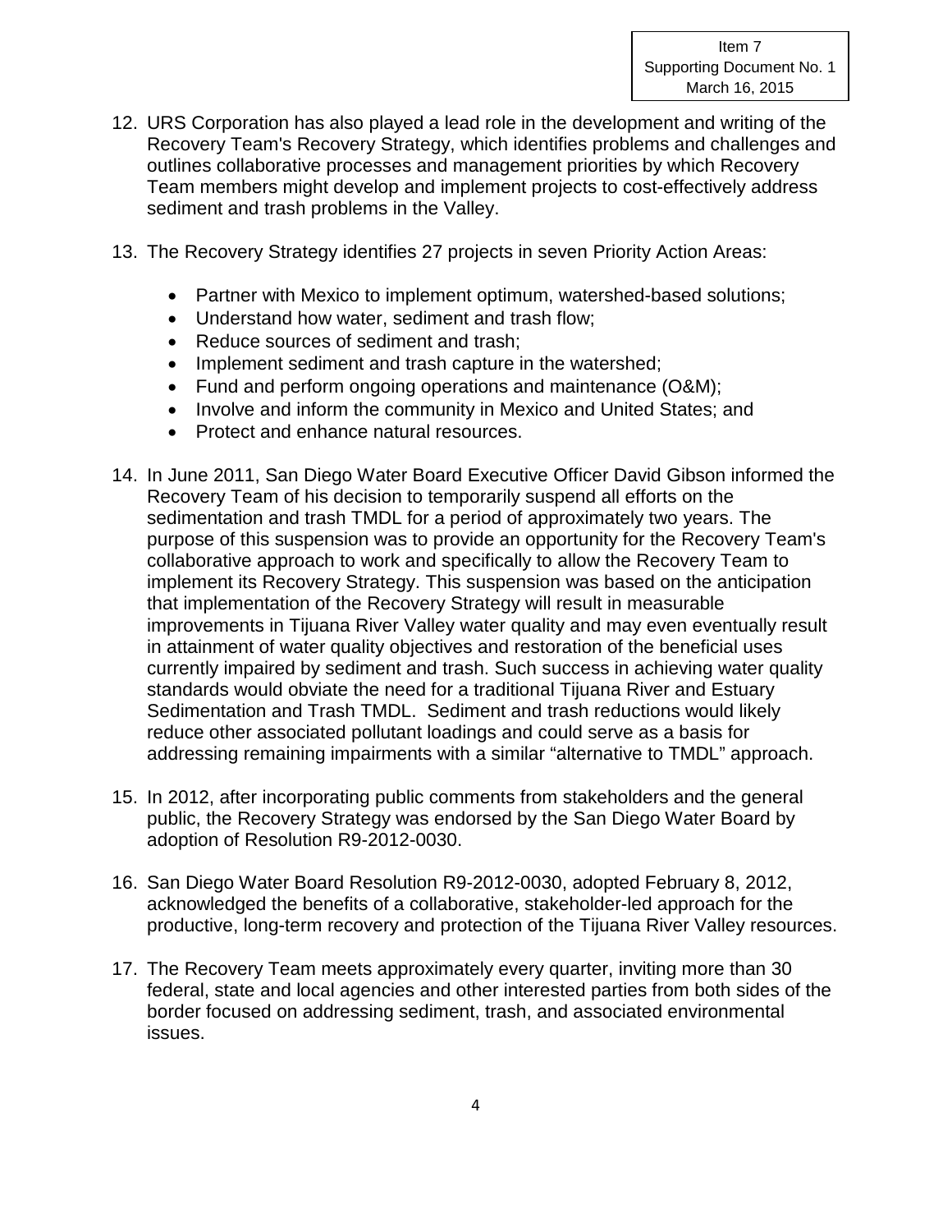12. URS Corporation has also played a lead role in the development and writing of the Recovery Team's Recovery Strategy, which identifies problems and challenges and outlines collaborative processes and management priorities by which Recovery Team members might develop and implement projects to cost-effectively address sediment and trash problems in the Valley.

13. The Recovery Strategy identifies 27 projects in seven Priority Action Areas:

    - Partner with Mexico to implement optimum, watershed-based solutions;
    - Understand how water, sediment and trash flow;
    - Reduce sources of sediment and trash;
    - Implement sediment and trash capture in the watershed;
    - Fund and perform ongoing operations and maintenance (O&M);
    - Involve and inform the community in Mexico and United States; and
    - Protect and enhance natural resources.

14. In June 2011, San Diego Water Board Executive Officer David Gibson informed the Recovery Team of his decision to temporarily suspend all efforts on the sedimentation and trash TMDL for a period of approximately two years. The purpose of this suspension was to provide an opportunity for the Recovery Team's collaborative approach to work and specifically to allow the Recovery Team to implement its Recovery Strategy. This suspension was based on the anticipation that implementation of the Recovery Strategy will result in measurable improvements in Tijuana River Valley water quality and may even eventually result in attainment of water quality objectives and restoration of the beneficial uses currently impaired by sediment and trash. Such success in achieving water quality standards would obviate the need for a traditional Tijuana River and Estuary Sedimentation and Trash TMDL. Sediment and trash reductions would likely reduce other associated pollutant loadings and could serve as a basis for addressing remaining impairments with a similar "alternative to TMDL" approach.

15. In 2012, after incorporating public comments from stakeholders and the general public, the Recovery Strategy was endorsed by the San Diego Water Board by adoption of Resolution R9-2012-0030.

16. San Diego Water Board Resolution R9-2012-0030, adopted February 8, 2012, acknowledged the benefits of a collaborative, stakeholder-led approach for the productive, long-term recovery and protection of the Tijuana River Valley resources.

17. The Recovery Team meets approximately every quarter, inviting more than 30 federal, state and local agencies and other interested parties from both sides of the border focused on addressing sediment, trash, and associated environmental issues.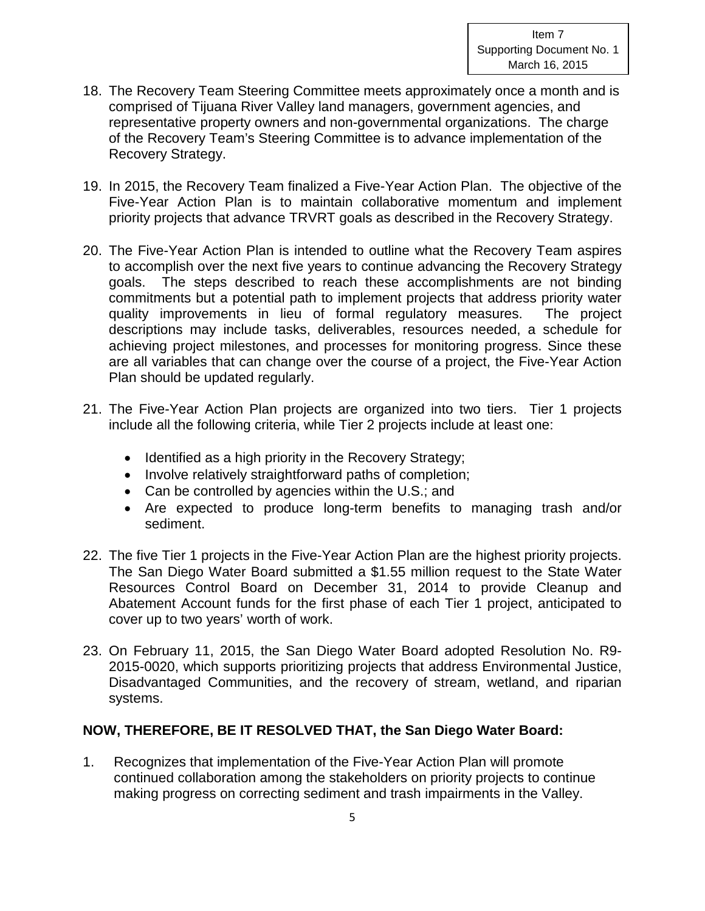18. The Recovery Team Steering Committee meets approximately once a month and is comprised of Tijuana River Valley land managers, government agencies, and representative property owners and non-governmental organizations. The charge of the Recovery Team's Steering Committee is to advance implementation of the Recovery Strategy.

19. In 2015, the Recovery Team finalized a Five-Year Action Plan. The objective of the Five-Year Action Plan is to maintain collaborative momentum and implement priority projects that advance TRVRT goals as described in the Recovery Strategy.

20. The Five-Year Action Plan is intended to outline what the Recovery Team aspires to accomplish over the next five years to continue advancing the Recovery Strategy goals. The steps described to reach these accomplishments are not binding commitments but a potential path to implement projects that address priority water quality improvements in lieu of formal regulatory measures. The project descriptions may include tasks, deliverables, resources needed, a schedule for achieving project milestones, and processes for monitoring progress. Since these are all variables that can change over the course of a project, the Five-Year Action Plan should be updated regularly.

21. The Five-Year Action Plan projects are organized into two tiers. Tier 1 projects include all the following criteria, while Tier 2 projects include at least one:

    - Identified as a high priority in the Recovery Strategy;
    - Involve relatively straightforward paths of completion;
    - Can be controlled by agencies within the U.S.; and
    - Are expected to produce long-term benefits to managing trash and/or sediment.

22. The five Tier 1 projects in the Five-Year Action Plan are the highest priority projects. The San Diego Water Board submitted a $1.55 million request to the State Water Resources Control Board on December 31, 2014 to provide Cleanup and Abatement Account funds for the first phase of each Tier 1 project, anticipated to cover up to two years' worth of work.

23. On February 11, 2015, the San Diego Water Board adopted Resolution No. R9-2015-0020, which supports prioritizing projects that address Environmental Justice, Disadvantaged Communities, and the recovery of stream, wetland, and riparian systems.

**NOW, THEREFORE, BE IT RESOLVED THAT, the San Diego Water Board:**

1. Recognizes that implementation of the Five-Year Action Plan will promote continued collaboration among the stakeholders on priority projects to continue making progress on correcting sediment and trash impairments in the Valley.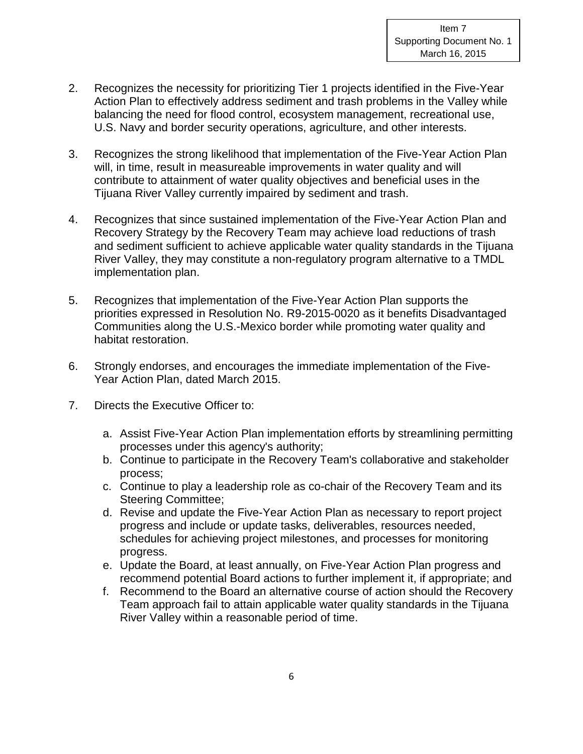2. Recognizes the necessity for prioritizing Tier 1 projects identified in the Five-Year Action Plan to effectively address sediment and trash problems in the Valley while balancing the need for flood control, ecosystem management, recreational use, U.S. Navy and border security operations, agriculture, and other interests.

3. Recognizes the strong likelihood that implementation of the Five-Year Action Plan will, in time, result in measureable improvements in water quality and will contribute to attainment of water quality objectives and beneficial uses in the Tijuana River Valley currently impaired by sediment and trash.

4. Recognizes that since sustained implementation of the Five-Year Action Plan and Recovery Strategy by the Recovery Team may achieve load reductions of trash and sediment sufficient to achieve applicable water quality standards in the Tijuana River Valley, they may constitute a non-regulatory program alternative to a TMDL implementation plan.

5. Recognizes that implementation of the Five-Year Action Plan supports the priorities expressed in Resolution No. R9-2015-0020 as it benefits Disadvantaged Communities along the U.S.-Mexico border while promoting water quality and habitat restoration.

6. Strongly endorses, and encourages the immediate implementation of the Five-Year Action Plan, dated March 2015.

7. Directs the Executive Officer to:

    a. Assist Five-Year Action Plan implementation efforts by streamlining permitting processes under this agency's authority;
    b. Continue to participate in the Recovery Team's collaborative and stakeholder process;
    c. Continue to play a leadership role as co-chair of the Recovery Team and its Steering Committee;
    d. Revise and update the Five-Year Action Plan as necessary to report project progress and include or update tasks, deliverables, resources needed, schedules for achieving project milestones, and processes for monitoring progress.
    e. Update the Board, at least annually, on Five-Year Action Plan progress and recommend potential Board actions to further implement it, if appropriate; and
    f. Recommend to the Board an alternative course of action should the Recovery Team approach fail to attain applicable water quality standards in the Tijuana River Valley within a reasonable period of time.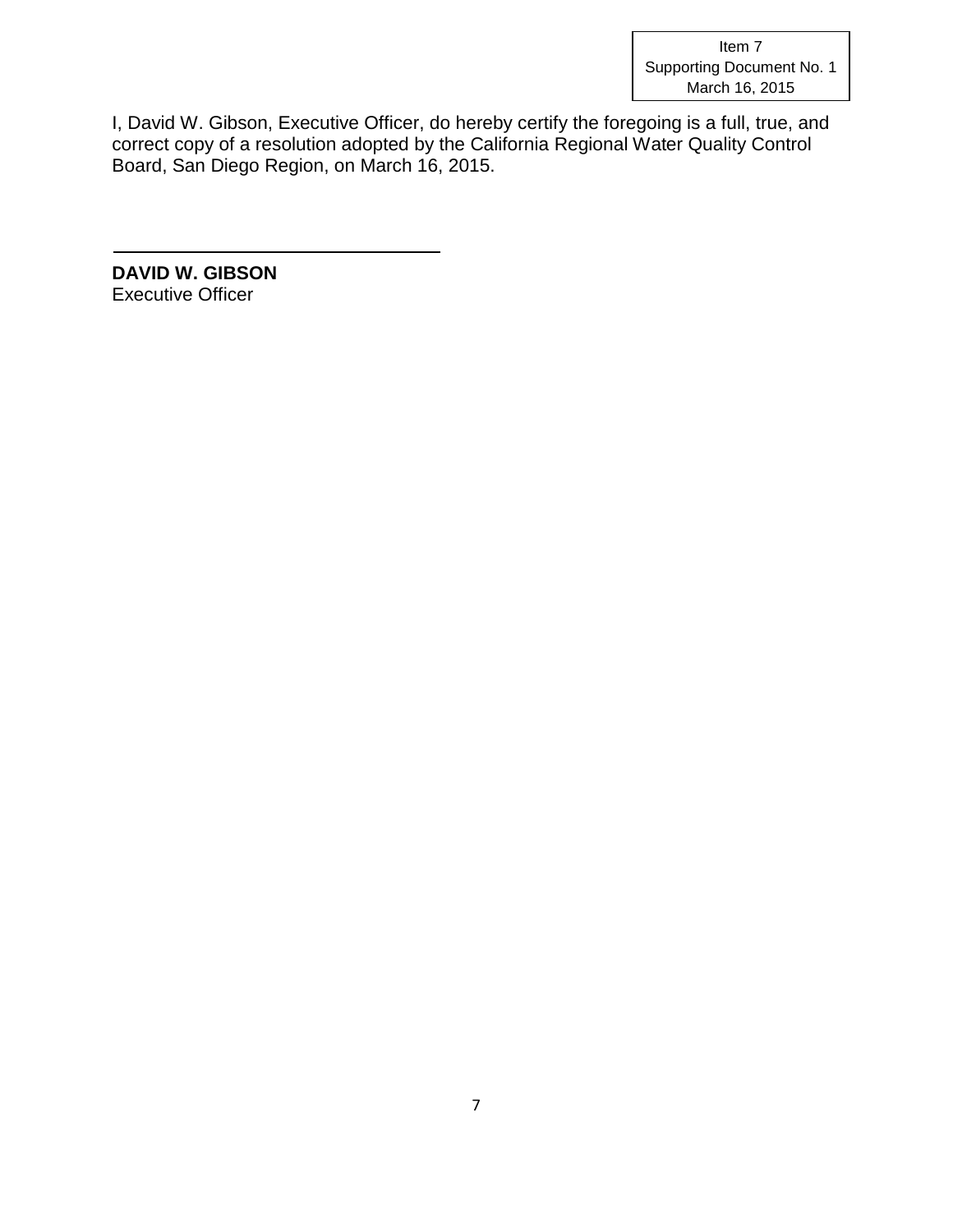I, David W. Gibson, Executive Officer, do hereby certify the foregoing is a full, true, and correct copy of a resolution adopted by the California Regional Water Quality Control Board, San Diego Region, on March 16, 2015.

**DAVID W. GIBSON**
Executive Officer